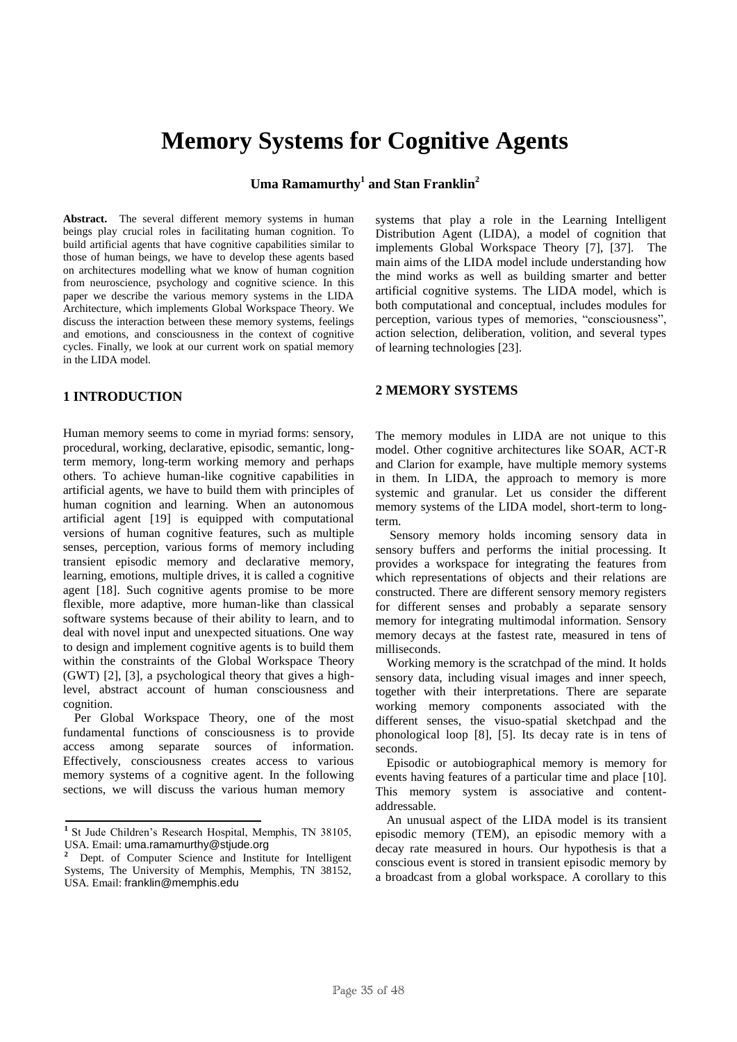# Memory Systems for Cognitive Agents

**Uma Ramamurthy[1] and Stan Franklin[2]**

**Abstract.** The several different memory systems in human beings play crucial roles in facilitating human cognition. To build artificial agents that have cognitive capabilities similar to those of human beings, we have to develop these agents based on architectures modelling what we know of human cognition from neuroscience, psychology and cognitive science. In this paper we describe the various memory systems in the LIDA Architecture, which implements Global Workspace Theory. We discuss the interaction between these memory systems, feelings and emotions, and consciousness in the context of cognitive cycles. Finally, we look at our current work on spatial memory in the LIDA model.

## 1 INTRODUCTION

Human memory seems to come in myriad forms: sensory, procedural, working, declarative, episodic, semantic, long-term memory, long-term working memory and perhaps others. To achieve human-like cognitive capabilities in artificial agents, we have to build them with principles of human cognition and learning. When an autonomous artificial agent [19] is equipped with computational versions of human cognitive features, such as multiple senses, perception, various forms of memory including transient episodic memory and declarative memory, learning, emotions, multiple drives, it is called a cognitive agent [18]. Such cognitive agents promise to be more flexible, more adaptive, more human-like than classical software systems because of their ability to learn, and to deal with novel input and unexpected situations. One way to design and implement cognitive agents is to build them within the constraints of the Global Workspace Theory (GWT) [2], [3], a psychological theory that gives a high-level, abstract account of human consciousness and cognition.

Per Global Workspace Theory, one of the most fundamental functions of consciousness is to provide access among separate sources of information. Effectively, consciousness creates access to various memory systems of a cognitive agent. In the following sections, we will discuss the various human memory systems that play a role in the Learning Intelligent Distribution Agent (LIDA), a model of cognition that implements Global Workspace Theory [7], [37]. The main aims of the LIDA model include understanding how the mind works as well as building smarter and better artificial cognitive systems. The LIDA model, which is both computational and conceptual, includes modules for perception, various types of memories, "consciousness", action selection, deliberation, volition, and several types of learning technologies [23].

## 2 MEMORY SYSTEMS

The memory modules in LIDA are not unique to this model. Other cognitive architectures like SOAR, ACT-R and Clarion for example, have multiple memory systems in them. In LIDA, the approach to memory is more systemic and granular. Let us consider the different memory systems of the LIDA model, short-term to long-term.

Sensory memory holds incoming sensory data in sensory buffers and performs the initial processing. It provides a workspace for integrating the features from which representations of objects and their relations are constructed. There are different sensory memory registers for different senses and probably a separate sensory memory for integrating multimodal information. Sensory memory decays at the fastest rate, measured in tens of milliseconds.

Working memory is the scratchpad of the mind. It holds sensory data, including visual images and inner speech, together with their interpretations. There are separate working memory components associated with the different senses, the visuo-spatial sketchpad and the phonological loop [8], [5]. Its decay rate is in tens of seconds.

Episodic or autobiographical memory is memory for events having features of a particular time and place [10]. This memory system is associative and content-addressable.

An unusual aspect of the LIDA model is its transient episodic memory (TEM), an episodic memory with a decay rate measured in hours. Our hypothesis is that a conscious event is stored in transient episodic memory by a broadcast from a global workspace. A corollary to this

[1] St Jude Children's Research Hospital, Memphis, TN 38105, USA. Email: uma.ramamurthy@stjude.org

[2] Dept. of Computer Science and Institute for Intelligent Systems, The University of Memphis, Memphis, TN 38152, USA. Email: franklin@memphis.edu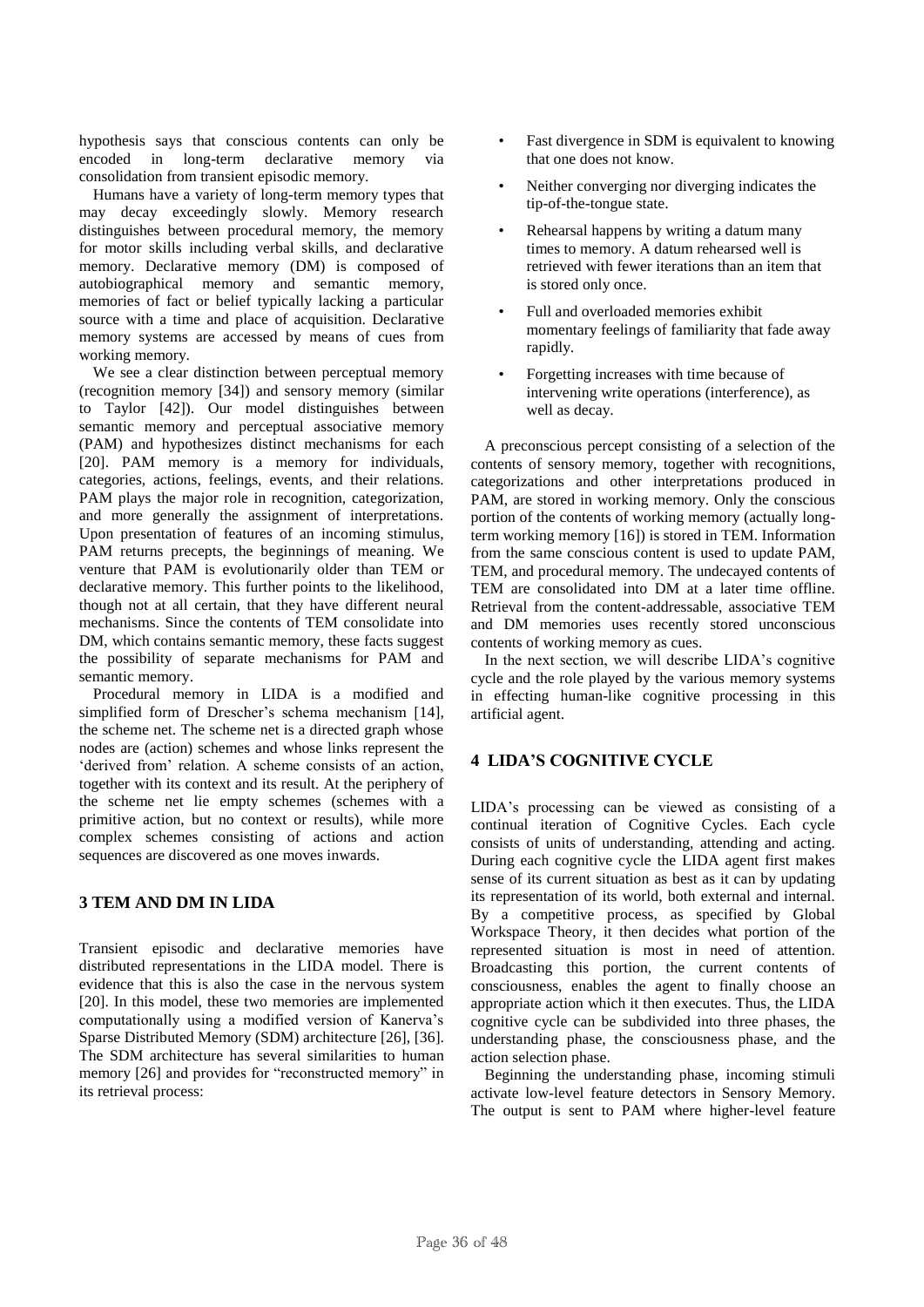hypothesis says that conscious contents can only be encoded in long-term declarative memory via consolidation from transient episodic memory.

Humans have a variety of long-term memory types that may decay exceedingly slowly. Memory research distinguishes between procedural memory, the memory for motor skills including verbal skills, and declarative memory. Declarative memory (DM) is composed of autobiographical memory and semantic memory, memories of fact or belief typically lacking a particular source with a time and place of acquisition. Declarative memory systems are accessed by means of cues from working memory.

We see a clear distinction between perceptual memory (recognition memory [34]) and sensory memory (similar to Taylor [42]). Our model distinguishes between semantic memory and perceptual associative memory (PAM) and hypothesizes distinct mechanisms for each [20]. PAM memory is a memory for individuals, categories, actions, feelings, events, and their relations. PAM plays the major role in recognition, categorization, and more generally the assignment of interpretations. Upon presentation of features of an incoming stimulus, PAM returns precepts, the beginnings of meaning. We venture that PAM is evolutionarily older than TEM or declarative memory. This further points to the likelihood, though not at all certain, that they have different neural mechanisms. Since the contents of TEM consolidate into DM, which contains semantic memory, these facts suggest the possibility of separate mechanisms for PAM and semantic memory.

Procedural memory in LIDA is a modified and simplified form of Drescher's schema mechanism [14], the scheme net. The scheme net is a directed graph whose nodes are (action) schemes and whose links represent the 'derived from' relation. A scheme consists of an action, together with its context and its result. At the periphery of the scheme net lie empty schemes (schemes with a primitive action, but no context or results), while more complex schemes consisting of actions and action sequences are discovered as one moves inwards.

## 3 TEM AND DM IN LIDA

Transient episodic and declarative memories have distributed representations in the LIDA model. There is evidence that this is also the case in the nervous system [20]. In this model, these two memories are implemented computationally using a modified version of Kanerva's Sparse Distributed Memory (SDM) architecture [26], [36]. The SDM architecture has several similarities to human memory [26] and provides for "reconstructed memory" in its retrieval process:

- Fast divergence in SDM is equivalent to knowing that one does not know.
- Neither converging nor diverging indicates the tip-of-the-tongue state.
- Rehearsal happens by writing a datum many times to memory. A datum rehearsed well is retrieved with fewer iterations than an item that is stored only once.
- Full and overloaded memories exhibit momentary feelings of familiarity that fade away rapidly.
- Forgetting increases with time because of intervening write operations (interference), as well as decay.

A preconscious percept consisting of a selection of the contents of sensory memory, together with recognitions, categorizations and other interpretations produced in PAM, are stored in working memory. Only the conscious portion of the contents of working memory (actually long-term working memory [16]) is stored in TEM. Information from the same conscious content is used to update PAM, TEM, and procedural memory. The undecayed contents of TEM are consolidated into DM at a later time offline. Retrieval from the content-addressable, associative TEM and DM memories uses recently stored unconscious contents of working memory as cues.

In the next section, we will describe LIDA's cognitive cycle and the role played by the various memory systems in effecting human-like cognitive processing in this artificial agent.

## 4 LIDA'S COGNITIVE CYCLE

LIDA's processing can be viewed as consisting of a continual iteration of Cognitive Cycles. Each cycle consists of units of understanding, attending and acting. During each cognitive cycle the LIDA agent first makes sense of its current situation as best as it can by updating its representation of its world, both external and internal. By a competitive process, as specified by Global Workspace Theory, it then decides what portion of the represented situation is most in need of attention. Broadcasting this portion, the current contents of consciousness, enables the agent to finally choose an appropriate action which it then executes. Thus, the LIDA cognitive cycle can be subdivided into three phases, the understanding phase, the consciousness phase, and the action selection phase.

Beginning the understanding phase, incoming stimuli activate low-level feature detectors in Sensory Memory. The output is sent to PAM where higher-level feature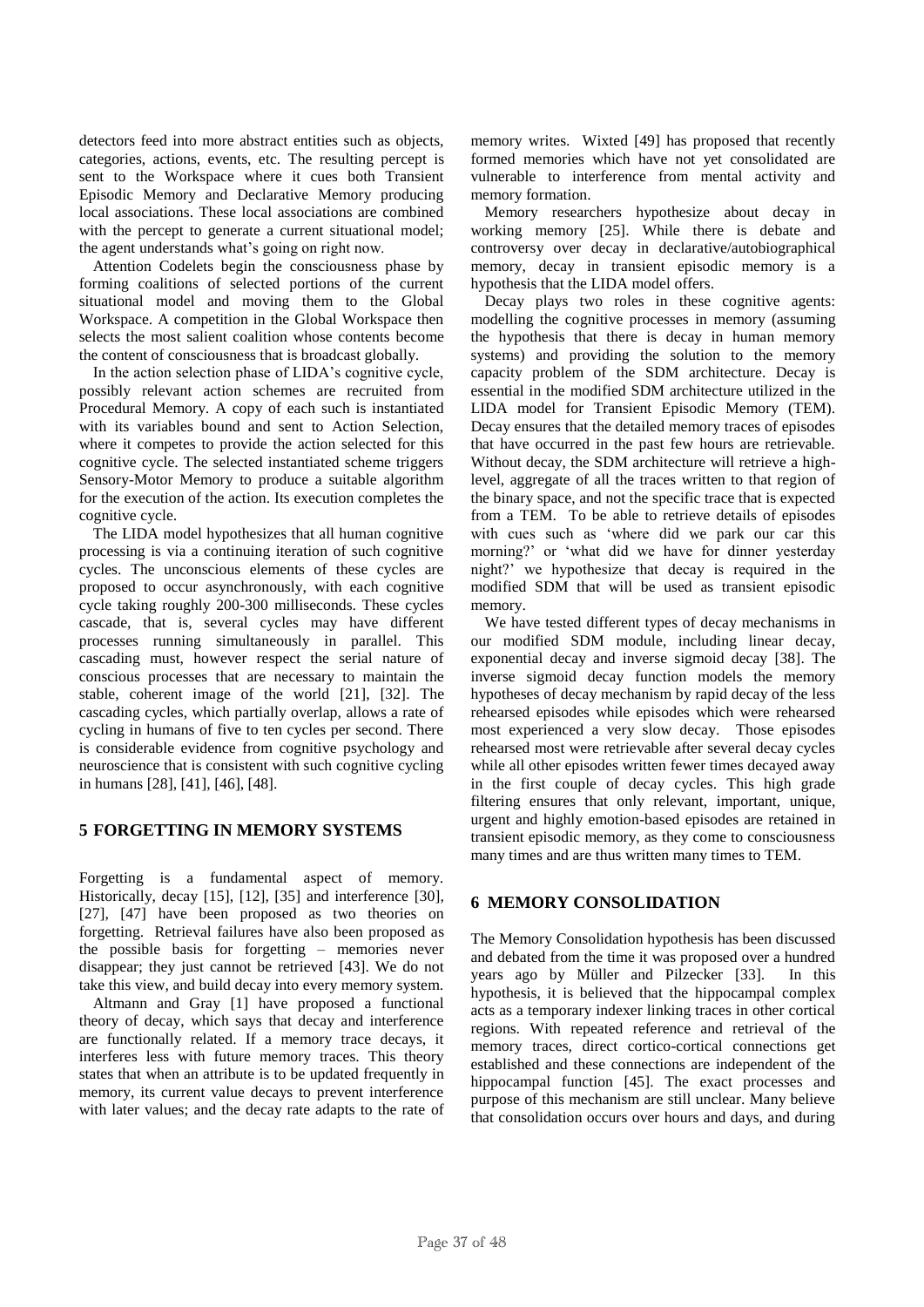detectors feed into more abstract entities such as objects, categories, actions, events, etc. The resulting percept is sent to the Workspace where it cues both Transient Episodic Memory and Declarative Memory producing local associations. These local associations are combined with the percept to generate a current situational model; the agent understands what's going on right now.

Attention Codelets begin the consciousness phase by forming coalitions of selected portions of the current situational model and moving them to the Global Workspace. A competition in the Global Workspace then selects the most salient coalition whose contents become the content of consciousness that is broadcast globally.

In the action selection phase of LIDA's cognitive cycle, possibly relevant action schemes are recruited from Procedural Memory. A copy of each such is instantiated with its variables bound and sent to Action Selection, where it competes to provide the action selected for this cognitive cycle. The selected instantiated scheme triggers Sensory-Motor Memory to produce a suitable algorithm for the execution of the action. Its execution completes the cognitive cycle.

The LIDA model hypothesizes that all human cognitive processing is via a continuing iteration of such cognitive cycles. The unconscious elements of these cycles are proposed to occur asynchronously, with each cognitive cycle taking roughly 200-300 milliseconds. These cycles cascade, that is, several cycles may have different processes running simultaneously in parallel. This cascading must, however respect the serial nature of conscious processes that are necessary to maintain the stable, coherent image of the world [21], [32]. The cascading cycles, which partially overlap, allows a rate of cycling in humans of five to ten cycles per second. There is considerable evidence from cognitive psychology and neuroscience that is consistent with such cognitive cycling in humans [28], [41], [46], [48].

## 5 FORGETTING IN MEMORY SYSTEMS

Forgetting is a fundamental aspect of memory. Historically, decay [15], [12], [35] and interference [30], [27], [47] have been proposed as two theories on forgetting. Retrieval failures have also been proposed as the possible basis for forgetting – memories never disappear; they just cannot be retrieved [43]. We do not take this view, and build decay into every memory system.

Altmann and Gray [1] have proposed a functional theory of decay, which says that decay and interference are functionally related. If a memory trace decays, it interferes less with future memory traces. This theory states that when an attribute is to be updated frequently in memory, its current value decays to prevent interference with later values; and the decay rate adapts to the rate of memory writes. Wixted [49] has proposed that recently formed memories which have not yet consolidated are vulnerable to interference from mental activity and memory formation.

Memory researchers hypothesize about decay in working memory [25]. While there is debate and controversy over decay in declarative/autobiographical memory, decay in transient episodic memory is a hypothesis that the LIDA model offers.

Decay plays two roles in these cognitive agents: modelling the cognitive processes in memory (assuming the hypothesis that there is decay in human memory systems) and providing the solution to the memory capacity problem of the SDM architecture. Decay is essential in the modified SDM architecture utilized in the LIDA model for Transient Episodic Memory (TEM). Decay ensures that the detailed memory traces of episodes that have occurred in the past few hours are retrievable. Without decay, the SDM architecture will retrieve a high-level, aggregate of all the traces written to that region of the binary space, and not the specific trace that is expected from a TEM. To be able to retrieve details of episodes with cues such as 'where did we park our car this morning?' or 'what did we have for dinner yesterday night?' we hypothesize that decay is required in the modified SDM that will be used as transient episodic memory.

We have tested different types of decay mechanisms in our modified SDM module, including linear decay, exponential decay and inverse sigmoid decay [38]. The inverse sigmoid decay function models the memory hypotheses of decay mechanism by rapid decay of the less rehearsed episodes while episodes which were rehearsed most experienced a very slow decay. Those episodes rehearsed most were retrievable after several decay cycles while all other episodes written fewer times decayed away in the first couple of decay cycles. This high grade filtering ensures that only relevant, important, unique, urgent and highly emotion-based episodes are retained in transient episodic memory, as they come to consciousness many times and are thus written many times to TEM.

## 6 MEMORY CONSOLIDATION

The Memory Consolidation hypothesis has been discussed and debated from the time it was proposed over a hundred years ago by Müller and Pilzecker [33]. In this hypothesis, it is believed that the hippocampal complex acts as a temporary indexer linking traces in other cortical regions. With repeated reference and retrieval of the memory traces, direct cortico-cortical connections get established and these connections are independent of the hippocampal function [45]. The exact processes and purpose of this mechanism are still unclear. Many believe that consolidation occurs over hours and days, and during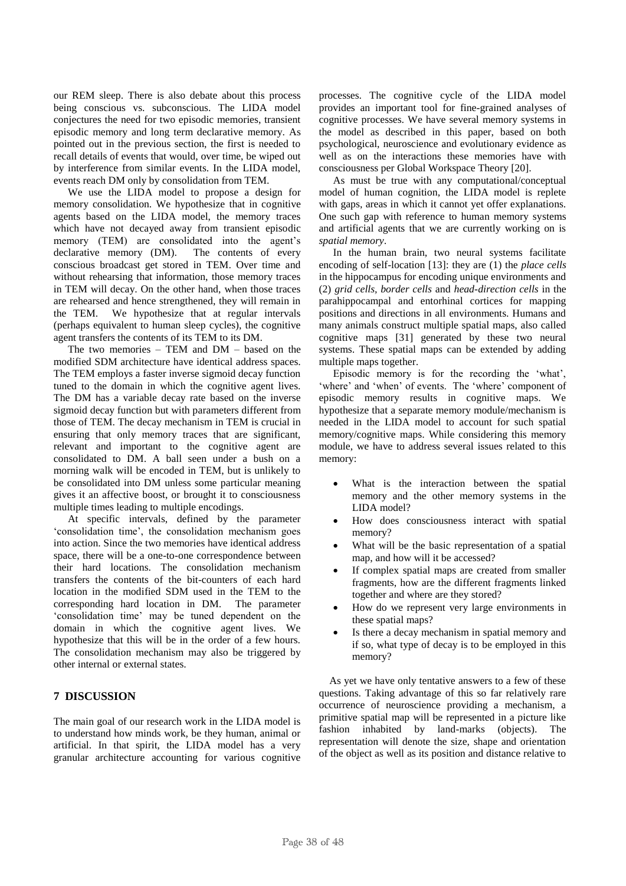our REM sleep. There is also debate about this process being conscious vs. subconscious. The LIDA model conjectures the need for two episodic memories, transient episodic memory and long term declarative memory. As pointed out in the previous section, the first is needed to recall details of events that would, over time, be wiped out by interference from similar events. In the LIDA model, events reach DM only by consolidation from TEM.

We use the LIDA model to propose a design for memory consolidation. We hypothesize that in cognitive agents based on the LIDA model, the memory traces which have not decayed away from transient episodic memory (TEM) are consolidated into the agent's declarative memory (DM). The contents of every conscious broadcast get stored in TEM. Over time and without rehearsing that information, those memory traces in TEM will decay. On the other hand, when those traces are rehearsed and hence strengthened, they will remain in the TEM. We hypothesize that at regular intervals (perhaps equivalent to human sleep cycles), the cognitive agent transfers the contents of its TEM to its DM.

The two memories – TEM and DM – based on the modified SDM architecture have identical address spaces. The TEM employs a faster inverse sigmoid decay function tuned to the domain in which the cognitive agent lives. The DM has a variable decay rate based on the inverse sigmoid decay function but with parameters different from those of TEM. The decay mechanism in TEM is crucial in ensuring that only memory traces that are significant, relevant and important to the cognitive agent are consolidated to DM. A ball seen under a bush on a morning walk will be encoded in TEM, but is unlikely to be consolidated into DM unless some particular meaning gives it an affective boost, or brought it to consciousness multiple times leading to multiple encodings.

At specific intervals, defined by the parameter 'consolidation time', the consolidation mechanism goes into action. Since the two memories have identical address space, there will be a one-to-one correspondence between their hard locations. The consolidation mechanism transfers the contents of the bit-counters of each hard location in the modified SDM used in the TEM to the corresponding hard location in DM. The parameter 'consolidation time' may be tuned dependent on the domain in which the cognitive agent lives. We hypothesize that this will be in the order of a few hours. The consolidation mechanism may also be triggered by other internal or external states.

## 7 DISCUSSION

The main goal of our research work in the LIDA model is to understand how minds work, be they human, animal or artificial. In that spirit, the LIDA model has a very granular architecture accounting for various cognitive processes. The cognitive cycle of the LIDA model provides an important tool for fine-grained analyses of cognitive processes. We have several memory systems in the model as described in this paper, based on both psychological, neuroscience and evolutionary evidence as well as on the interactions these memories have with consciousness per Global Workspace Theory [20].

As must be true with any computational/conceptual model of human cognition, the LIDA model is replete with gaps, areas in which it cannot yet offer explanations. One such gap with reference to human memory systems and artificial agents that we are currently working on is *spatial memory*.

In the human brain, two neural systems facilitate encoding of self-location [13]: they are (1) the *place cells* in the hippocampus for encoding unique environments and (2) *grid cells*, *border cells* and *head-direction cells* in the parahippocampal and entorhinal cortices for mapping positions and directions in all environments. Humans and many animals construct multiple spatial maps, also called cognitive maps [31] generated by these two neural systems. These spatial maps can be extended by adding multiple maps together.

Episodic memory is for the recording the 'what', 'where' and 'when' of events. The 'where' component of episodic memory results in cognitive maps. We hypothesize that a separate memory module/mechanism is needed in the LIDA model to account for such spatial memory/cognitive maps. While considering this memory module, we have to address several issues related to this memory:

- What is the interaction between the spatial memory and the other memory systems in the LIDA model?
- How does consciousness interact with spatial memory?
- What will be the basic representation of a spatial map, and how will it be accessed?
- If complex spatial maps are created from smaller fragments, how are the different fragments linked together and where are they stored?
- How do we represent very large environments in these spatial maps?
- Is there a decay mechanism in spatial memory and if so, what type of decay is to be employed in this memory?

As yet we have only tentative answers to a few of these questions. Taking advantage of this so far relatively rare occurrence of neuroscience providing a mechanism, a primitive spatial map will be represented in a picture like fashion inhabited by land-marks (objects). The representation will denote the size, shape and orientation of the object as well as its position and distance relative to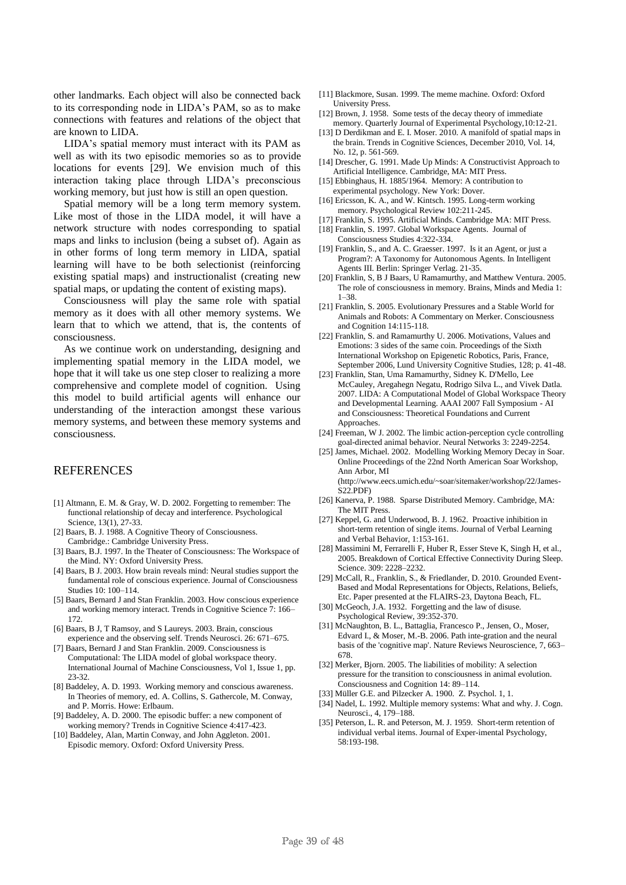other landmarks. Each object will also be connected back to its corresponding node in LIDA's PAM, so as to make connections with features and relations of the object that are known to LIDA.

LIDA's spatial memory must interact with its PAM as well as with its two episodic memories so as to provide locations for events [29]. We envision much of this interaction taking place through LIDA's preconscious working memory, but just how is still an open question.

Spatial memory will be a long term memory system. Like most of those in the LIDA model, it will have a network structure with nodes corresponding to spatial maps and links to inclusion (being a subset of). Again as in other forms of long term memory in LIDA, spatial learning will have to be both selectionist (reinforcing existing spatial maps) and instructionalist (creating new spatial maps, or updating the content of existing maps).

Consciousness will play the same role with spatial memory as it does with all other memory systems. We learn that to which we attend, that is, the contents of consciousness.

As we continue work on understanding, designing and implementing spatial memory in the LIDA model, we hope that it will take us one step closer to realizing a more comprehensive and complete model of cognition. Using this model to build artificial agents will enhance our understanding of the interaction amongst these various memory systems, and between these memory systems and consciousness.

## REFERENCES

[1] Altmann, E. M. & Gray, W. D. 2002. Forgetting to remember: The functional relationship of decay and interference. Psychological Science, 13(1), 27-33.

[2] Baars, B. J. 1988. A Cognitive Theory of Consciousness. Cambridge.: Cambridge University Press.

[3] Baars, B.J. 1997. In the Theater of Consciousness: The Workspace of the Mind. NY: Oxford University Press.

[4] Baars, B J. 2003. How brain reveals mind: Neural studies support the fundamental role of conscious experience. Journal of Consciousness Studies 10: 100–114.

[5] Baars, Bernard J and Stan Franklin. 2003. How conscious experience and working memory interact. Trends in Cognitive Science 7: 166–172.

[6] Baars, B J, T Ramsoy, and S Laureys. 2003. Brain, conscious experience and the observing self. Trends Neurosci. 26: 671–675.

[7] Baars, Bernard J and Stan Franklin. 2009. Consciousness is Computational: The LIDA model of global workspace theory. International Journal of Machine Consciousness, Vol 1, Issue 1, pp. 23-32.

[8] Baddeley, A. D. 1993. Working memory and conscious awareness. In Theories of memory, ed. A. Collins, S. Gathercole, M. Conway, and P. Morris. Howe: Erlbaum.

[9] Baddeley, A. D. 2000. The episodic buffer: a new component of working memory? Trends in Cognitive Science 4:417-423.

[10] Baddeley, Alan, Martin Conway, and John Aggleton. 2001. Episodic memory. Oxford: Oxford University Press.

[11] Blackmore, Susan. 1999. The meme machine. Oxford: Oxford University Press.

[12] Brown, J. 1958. Some tests of the decay theory of immediate memory. Quarterly Journal of Experimental Psychology,10:12-21.

[13] D Derdikman and E. I. Moser. 2010. A manifold of spatial maps in the brain. Trends in Cognitive Sciences, December 2010, Vol. 14, No. 12, p. 561-569.

[14] Drescher, G. 1991. Made Up Minds: A Constructivist Approach to Artificial Intelligence. Cambridge, MA: MIT Press.

[15] Ebbinghaus, H. 1885/1964. Memory: A contribution to experimental psychology. New York: Dover.

[16] Ericsson, K. A., and W. Kintsch. 1995. Long-term working memory. Psychological Review 102:211-245.

[17] Franklin, S. 1995. Artificial Minds. Cambridge MA: MIT Press.

[18] Franklin, S. 1997. Global Workspace Agents. Journal of Consciousness Studies 4:322-334.

[19] Franklin, S., and A. C. Graesser. 1997. Is it an Agent, or just a Program?: A Taxonomy for Autonomous Agents. In Intelligent Agents III. Berlin: Springer Verlag. 21-35.

[20] Franklin, S, B J Baars, U Ramamurthy, and Matthew Ventura. 2005. The role of consciousness in memory. Brains, Minds and Media 1: 1–38.

[21] Franklin, S. 2005. Evolutionary Pressures and a Stable World for Animals and Robots: A Commentary on Merker. Consciousness and Cognition 14:115-118.

[22] Franklin, S. and Ramamurthy U. 2006. Motivations, Values and Emotions: 3 sides of the same coin. Proceedings of the Sixth International Workshop on Epigenetic Robotics, Paris, France, September 2006, Lund University Cognitive Studies, 128; p. 41-48.

[23] Franklin, Stan, Uma Ramamurthy, Sidney K. D'Mello, Lee McCauley, Aregahegn Negatu, Rodrigo Silva L., and Vivek Datla. 2007. LIDA: A Computational Model of Global Workspace Theory and Developmental Learning. AAAI 2007 Fall Symposium - AI and Consciousness: Theoretical Foundations and Current Approaches.

[24] Freeman, W J. 2002. The limbic action-perception cycle controlling goal-directed animal behavior. Neural Networks 3: 2249-2254.

[25] James, Michael. 2002. Modelling Working Memory Decay in Soar. Online Proceedings of the 22nd North American Soar Workshop, Ann Arbor, MI (http://www.eecs.umich.edu/~soar/sitemaker/workshop/22/James-S22.PDF)

[26] Kanerva, P. 1988. Sparse Distributed Memory. Cambridge, MA: The MIT Press.

[27] Keppel, G. and Underwood, B. J. 1962. Proactive inhibition in short-term retention of single items. Journal of Verbal Learning and Verbal Behavior, 1:153-161.

[28] Massimini M, Ferrarelli F, Huber R, Esser Steve K, Singh H, et al., 2005. Breakdown of Cortical Effective Connectivity During Sleep. Science. 309: 2228–2232.

[29] McCall, R., Franklin, S., & Friedlander, D. 2010. Grounded Event-Based and Modal Representations for Objects, Relations, Beliefs, Etc. Paper presented at the FLAIRS-23, Daytona Beach, FL.

[30] McGeoch, J.A. 1932. Forgetting and the law of disuse. Psychological Review, 39:352-370.

[31] McNaughton, B. L., Battaglia, Francesco P., Jensen, O., Moser, Edvard I., & Moser, M.-B. 2006. Path inte-gration and the neural basis of the 'cognitive map'. Nature Reviews Neuroscience, 7, 663–678.

[32] Merker, Bjorn. 2005. The liabilities of mobility: A selection pressure for the transition to consciousness in animal evolution. Consciousness and Cognition 14: 89–114.

[33] Müller G.E. and Pilzecker A. 1900. Z. Psychol. 1, 1.

[34] Nadel, L. 1992. Multiple memory systems: What and why. J. Cogn. Neurosci., 4, 179–188.

[35] Peterson, L. R. and Peterson, M. J. 1959. Short-term retention of individual verbal items. Journal of Exper-imental Psychology, 58:193-198.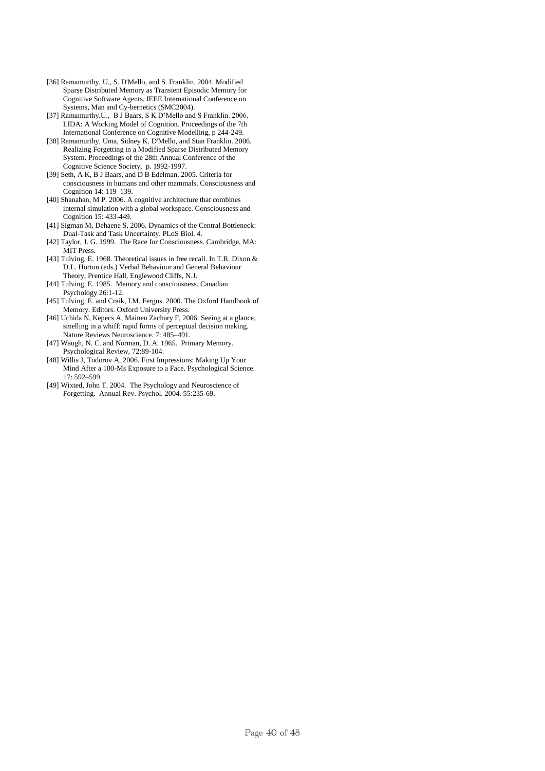[36] Ramamurthy, U., S. D'Mello, and S. Franklin. 2004. Modified Sparse Distributed Memory as Transient Episodic Memory for Cognitive Software Agents. IEEE International Conference on Systems, Man and Cy-bernetics (SMC2004).

[37] Ramamurthy,U., B J Baars, S K D'Mello and S Franklin. 2006. LIDA: A Working Model of Cognition. Proceedings of the 7th International Conference on Cognitive Modelling, p 244-249.

[38] Ramamurthy, Uma, Sidney K. D'Mello, and Stan Franklin. 2006. Realizing Forgetting in a Modified Sparse Distributed Memory System. Proceedings of the 28th Annual Conference of the Cognitive Science Society, p. 1992-1997.

[39] Seth, A K, B J Baars, and D B Edelman. 2005. Criteria for consciousness in humans and other mammals. Consciousness and Cognition 14: 119–139.

[40] Shanahan, M P. 2006. A cognitive architecture that combines internal simulation with a global workspace. Consciousness and Cognition 15: 433-449.

[41] Sigman M, Dehaene S, 2006. Dynamics of the Central Bottleneck: Dual-Task and Task Uncertainty. PLoS Biol. 4.

[42] Taylor, J. G. 1999. The Race for Consciousness. Cambridge, MA: MIT Press.

[43] Tulving, E. 1968. Theoretical issues in free recall. In T.R. Dixon & D.L. Horton (eds.) Verbal Behaviour and General Behaviour Theory, Prentice Hall, Englewood Cliffs, N.J.

[44] Tulving, E. 1985. Memory and consciousness. Canadian Psychology 26:1-12.

[45] Tulving, E. and Craik, I.M. Fergus. 2000. The Oxford Handbook of Memory. Editors. Oxford University Press.

[46] Uchida N, Kepecs A, Mainen Zachary F, 2006. Seeing at a glance, smelling in a whiff: rapid forms of perceptual decision making. Nature Reviews Neuroscience. 7: 485–491.

[47] Waugh, N. C. and Norman, D. A. 1965. Primary Memory. Psychological Review, 72:89-104.

[48] Willis J, Todorov A, 2006. First Impressions: Making Up Your Mind After a 100-Ms Exposure to a Face. Psychological Science. 17: 592–599.

[49] Wixted, John T. 2004. The Psychology and Neuroscience of Forgetting. Annual Rev. Psychol. 2004. 55:235-69.